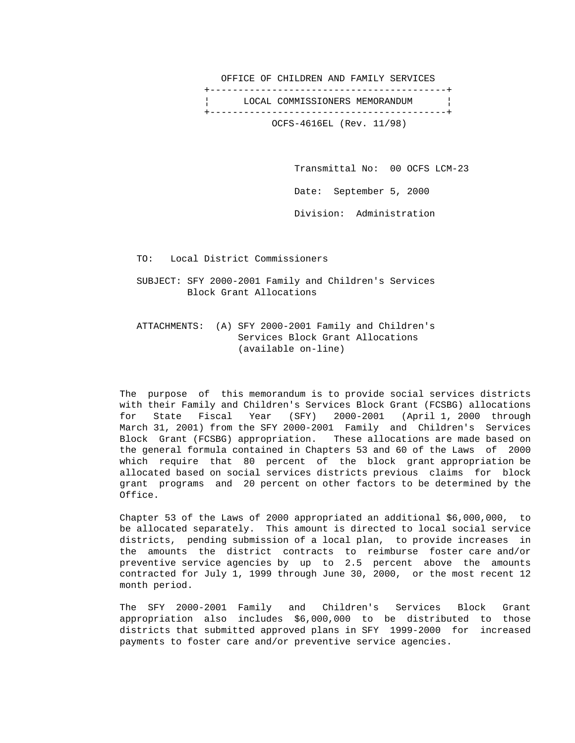OFFICE OF CHILDREN AND FAMILY SERVICES

**LOCAL COMMISSIONERS MEMORANDUM**

OCFS-4616EL (Rev. 11/98)

Transmittal No: 00 OCFS LCM-23

Date: September 5, 2000

Division: Administration

TO: Local District Commissioners

SUBJECT: SFY 2000-2001 Family and Children's Services Block Grant Allocations

ATTACHMENTS: (A) SFY 2000-2001 Family and Children's Services Block Grant Allocations (available on-line)

The purpose of this memorandum is to provide social services districts with their Family and Children's Services Block Grant (FCSBG) allocations for State Fiscal Year (SFY) 2000-2001 (April 1, 2000 through March 31, 2001) from the SFY 2000-2001 Family and Children's Services Block Grant (FCSBG) appropriation. These allocations are made based on the general formula contained in Chapters 53 and 60 of the Laws of 2000 which require that 80 percent of the block grant appropriation be allocated based on social services districts previous claims for block grant programs and 20 percent on other factors to be determined by the Office.

Chapter 53 of the Laws of 2000 appropriated an additional $6,000,000, to be allocated separately. This amount is directed to local social service districts, pending submission of a local plan, to provide increases in the amounts the district contracts to reimburse foster care and/or preventive service agencies by up to 2.5 percent above the amounts contracted for July 1, 1999 through June 30, 2000, or the most recent 12 month period.

The SFY 2000-2001 Family and Children's Services Block Grant appropriation also includes $6,000,000 to be distributed to those districts that submitted approved plans in SFY 1999-2000 for increased payments to foster care and/or preventive service agencies.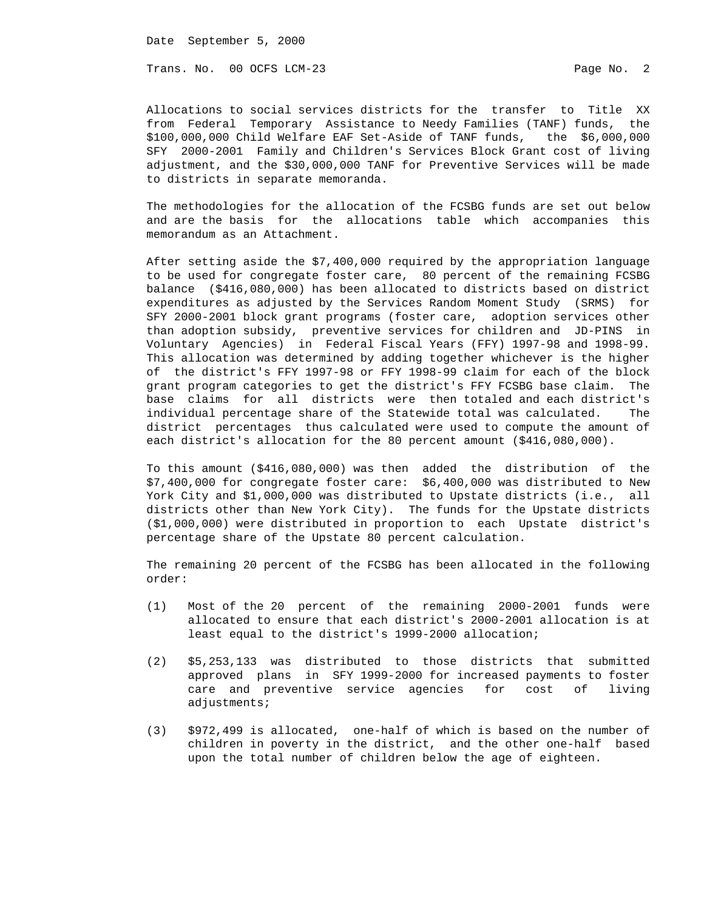Allocations to social services districts for the transfer to Title XX from Federal Temporary Assistance to Needy Families (TANF) funds, the $100,000,000 Child Welfare EAF Set-Aside of TANF funds, the $6,000,000 SFY 2000-2001 Family and Children's Services Block Grant cost of living adjustment, and the $30,000,000 TANF for Preventive Services will be made to districts in separate memoranda.

The methodologies for the allocation of the FCSBG funds are set out below and are the basis for the allocations table which accompanies this memorandum as an Attachment.

After setting aside the $7,400,000 required by the appropriation language to be used for congregate foster care, 80 percent of the remaining FCSBG balance ($416,080,000) has been allocated to districts based on district expenditures as adjusted by the Services Random Moment Study (SRMS) for SFY 2000-2001 block grant programs (foster care, adoption services other than adoption subsidy, preventive services for children and JD-PINS in Voluntary Agencies) in Federal Fiscal Years (FFY) 1997-98 and 1998-99. This allocation was determined by adding together whichever is the higher of the district's FFY 1997-98 or FFY 1998-99 claim for each of the block grant program categories to get the district's FFY FCSBG base claim. The base claims for all districts were then totaled and each district's individual percentage share of the Statewide total was calculated. The district percentages thus calculated were used to compute the amount of each district's allocation for the 80 percent amount ($416,080,000).

To this amount ($416,080,000) was then added the distribution of the $7,400,000 for congregate foster care: $6,400,000 was distributed to New York City and $1,000,000 was distributed to Upstate districts (i.e., all districts other than New York City). The funds for the Upstate districts ($1,000,000) were distributed in proportion to each Upstate district's percentage share of the Upstate 80 percent calculation.

The remaining 20 percent of the FCSBG has been allocated in the following order:

(1) Most of the 20 percent of the remaining 2000-2001 funds were allocated to ensure that each district's 2000-2001 allocation is at least equal to the district's 1999-2000 allocation;

(2) $5,253,133 was distributed to those districts that submitted approved plans in SFY 1999-2000 for increased payments to foster care and preventive service agencies for cost of living adjustments;

(3) $972,499 is allocated, one-half of which is based on the number of children in poverty in the district, and the other one-half based upon the total number of children below the age of eighteen.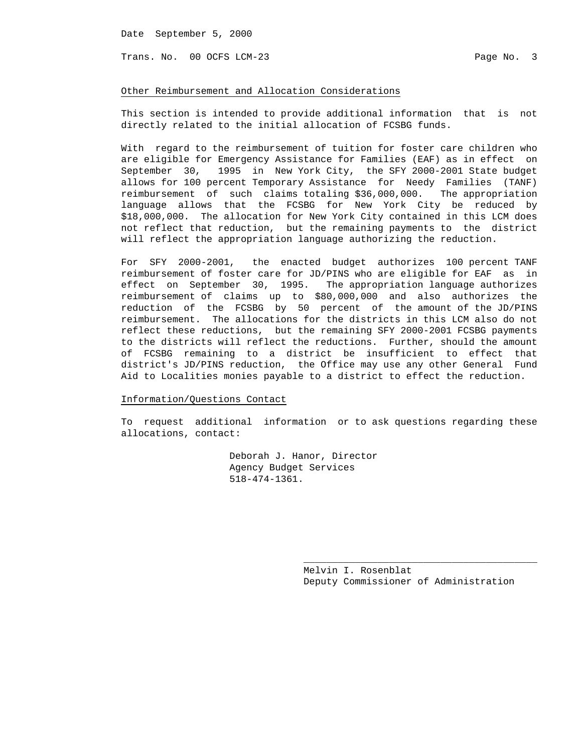## Other Reimbursement and Allocation Considerations

This section is intended to provide additional information that is not directly related to the initial allocation of FCSBG funds.

With regard to the reimbursement of tuition for foster care children who are eligible for Emergency Assistance for Families (EAF) as in effect on September 30, 1995 in New York City, the SFY 2000-2001 State budget allows for 100 percent Temporary Assistance for Needy Families (TANF) reimbursement of such claims totaling $36,000,000. The appropriation language allows that the FCSBG for New York City be reduced by $18,000,000. The allocation for New York City contained in this LCM does not reflect that reduction, but the remaining payments to the district will reflect the appropriation language authorizing the reduction.

For SFY 2000-2001, the enacted budget authorizes 100 percent TANF reimbursement of foster care for JD/PINS who are eligible for EAF as in effect on September 30, 1995. The appropriation language authorizes reimbursement of claims up to $80,000,000 and also authorizes the reduction of the FCSBG by 50 percent of the amount of the JD/PINS reimbursement. The allocations for the districts in this LCM also do not reflect these reductions, but the remaining SFY 2000-2001 FCSBG payments to the districts will reflect the reductions. Further, should the amount of FCSBG remaining to a district be insufficient to effect that district's JD/PINS reduction, the Office may use any other General Fund Aid to Localities monies payable to a district to effect the reduction.

## Information/Questions Contact

To request additional information or to ask questions regarding these allocations, contact:

Deborah J. Hanor, Director
Agency Budget Services
518-474-1361.

Melvin I. Rosenblat
Deputy Commissioner of Administration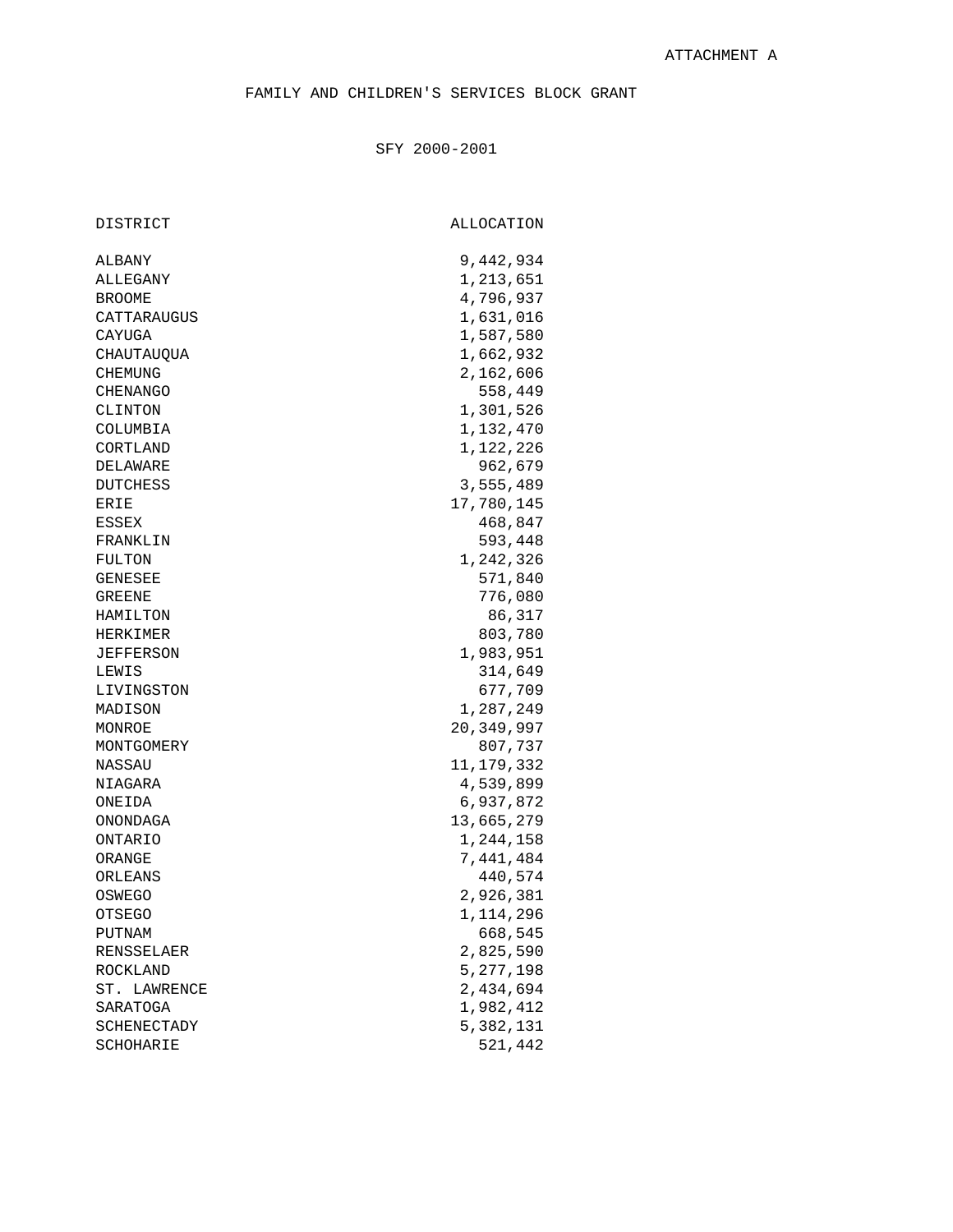ATTACHMENT A

# FAMILY AND CHILDREN'S SERVICES BLOCK GRANT

## SFY 2000-2001

| DISTRICT | ALLOCATION |
|---|---:|
| ALBANY | 9,442,934 |
| ALLEGANY | 1,213,651 |
| BROOME | 4,796,937 |
| CATTARAUGUS | 1,631,016 |
| CAYUGA | 1,587,580 |
| CHAUTAUQUA | 1,662,932 |
| CHEMUNG | 2,162,606 |
| CHENANGO | 558,449 |
| CLINTON | 1,301,526 |
| COLUMBIA | 1,132,470 |
| CORTLAND | 1,122,226 |
| DELAWARE | 962,679 |
| DUTCHESS | 3,555,489 |
| ERIE | 17,780,145 |
| ESSEX | 468,847 |
| FRANKLIN | 593,448 |
| FULTON | 1,242,326 |
| GENESEE | 571,840 |
| GREENE | 776,080 |
| HAMILTON | 86,317 |
| HERKIMER | 803,780 |
| JEFFERSON | 1,983,951 |
| LEWIS | 314,649 |
| LIVINGSTON | 677,709 |
| MADISON | 1,287,249 |
| MONROE | 20,349,997 |
| MONTGOMERY | 807,737 |
| NASSAU | 11,179,332 |
| NIAGARA | 4,539,899 |
| ONEIDA | 6,937,872 |
| ONONDAGA | 13,665,279 |
| ONTARIO | 1,244,158 |
| ORANGE | 7,441,484 |
| ORLEANS | 440,574 |
| OSWEGO | 2,926,381 |
| OTSEGO | 1,114,296 |
| PUTNAM | 668,545 |
| RENSSELAER | 2,825,590 |
| ROCKLAND | 5,277,198 |
| ST. LAWRENCE | 2,434,694 |
| SARATOGA | 1,982,412 |
| SCHENECTADY | 5,382,131 |
| SCHOHARIE | 521,442 |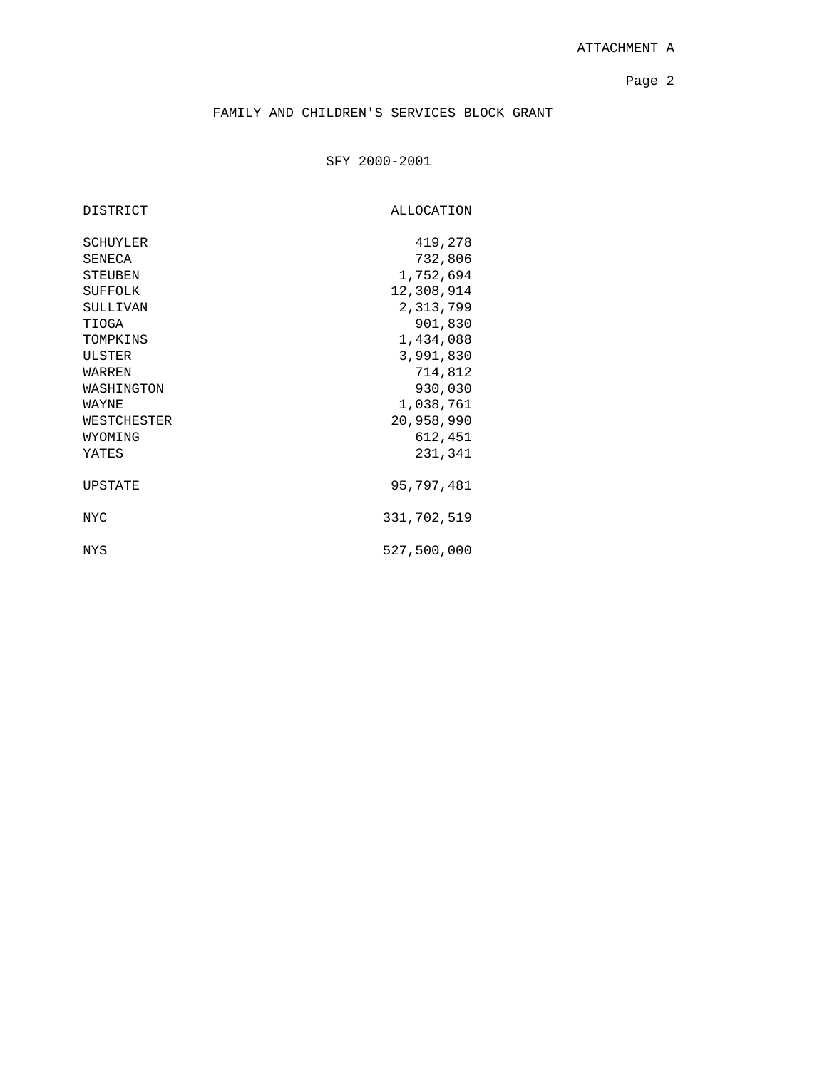ATTACHMENT A

# FAMILY AND CHILDREN'S SERVICES BLOCK GRANT

## SFY 2000-2001

| DISTRICT | ALLOCATION |
|---|---|
| SCHUYLER | 419,278 |
| SENECA | 732,806 |
| STEUBEN | 1,752,694 |
| SUFFOLK | 12,308,914 |
| SULLIVAN | 2,313,799 |
| TIOGA | 901,830 |
| TOMPKINS | 1,434,088 |
| ULSTER | 3,991,830 |
| WARREN | 714,812 |
| WASHINGTON | 930,030 |
| WAYNE | 1,038,761 |
| WESTCHESTER | 20,958,990 |
| WYOMING | 612,451 |
| YATES | 231,341 |
| UPSTATE | 95,797,481 |
| NYC | 331,702,519 |
| NYS | 527,500,000 |